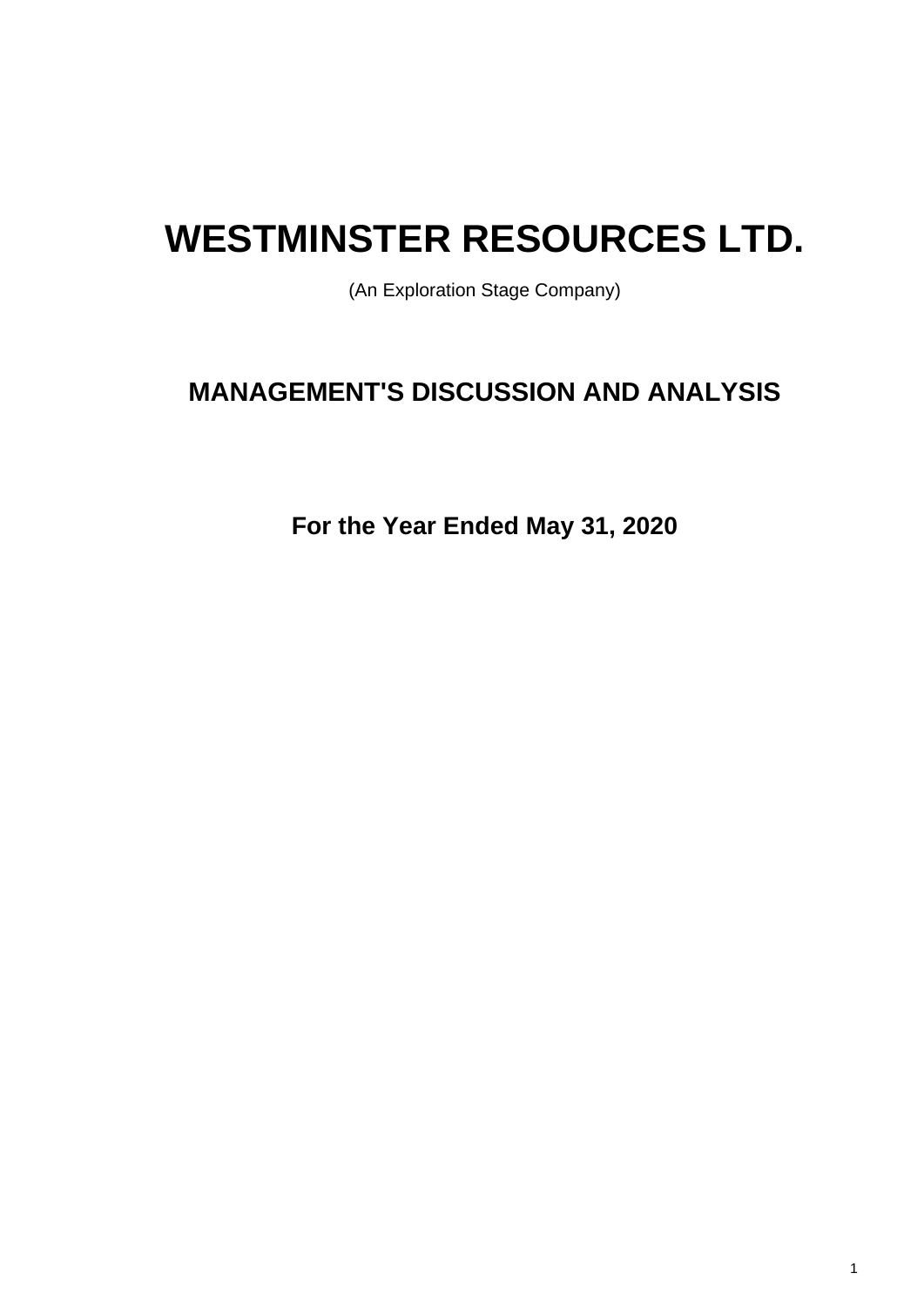# WESTMINSTER RESOURCES LTD.

(An Exploration Stage Company)

## MANAGEMENT'S DISCUSSION AND ANALYSIS

### For the Year Ended May 31, 2020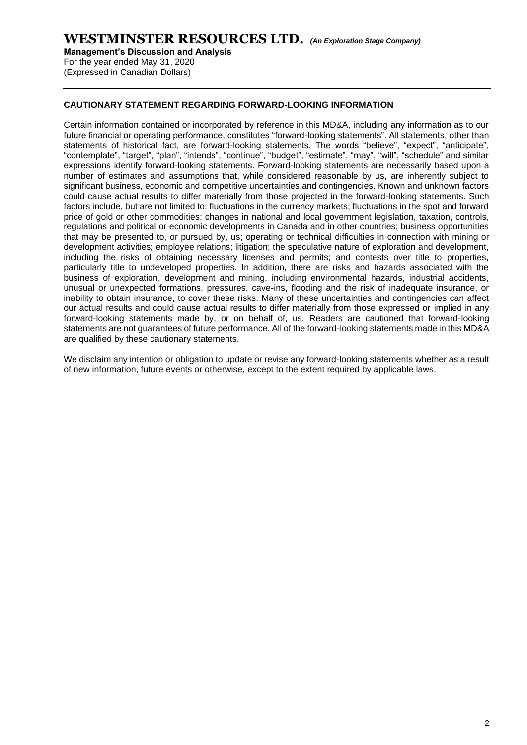## CAUTIONARY STATEMENT REGARDING FORWARD-LOOKING INFORMATION

Certain information contained or incorporated by reference in this MD&A, including any information as to our future financial or operating performance, constitutes "forward-looking statements". All statements, other than statements of historical fact, are forward-looking statements. The words "believe", "expect", "anticipate", "contemplate", "target", "plan", "intends", "continue", "budget", "estimate", "may", "will", "schedule" and similar expressions identify forward-looking statements. Forward-looking statements are necessarily based upon a number of estimates and assumptions that, while considered reasonable by us, are inherently subject to significant business, economic and competitive uncertainties and contingencies. Known and unknown factors could cause actual results to differ materially from those projected in the forward-looking statements. Such factors include, but are not limited to: fluctuations in the currency markets; fluctuations in the spot and forward price of gold or other commodities; changes in national and local government legislation, taxation, controls, regulations and political or economic developments in Canada and in other countries; business opportunities that may be presented to, or pursued by, us; operating or technical difficulties in connection with mining or development activities; employee relations; litigation; the speculative nature of exploration and development, including the risks of obtaining necessary licenses and permits; and contests over title to properties, particularly title to undeveloped properties. In addition, there are risks and hazards associated with the business of exploration, development and mining, including environmental hazards, industrial accidents, unusual or unexpected formations, pressures, cave-ins, flooding and the risk of inadequate insurance, or inability to obtain insurance, to cover these risks. Many of these uncertainties and contingencies can affect our actual results and could cause actual results to differ materially from those expressed or implied in any forward-looking statements made by, or on behalf of, us. Readers are cautioned that forward-looking statements are not guarantees of future performance. All of the forward-looking statements made in this MD&A are qualified by these cautionary statements.

We disclaim any intention or obligation to update or revise any forward-looking statements whether as a result of new information, future events or otherwise, except to the extent required by applicable laws.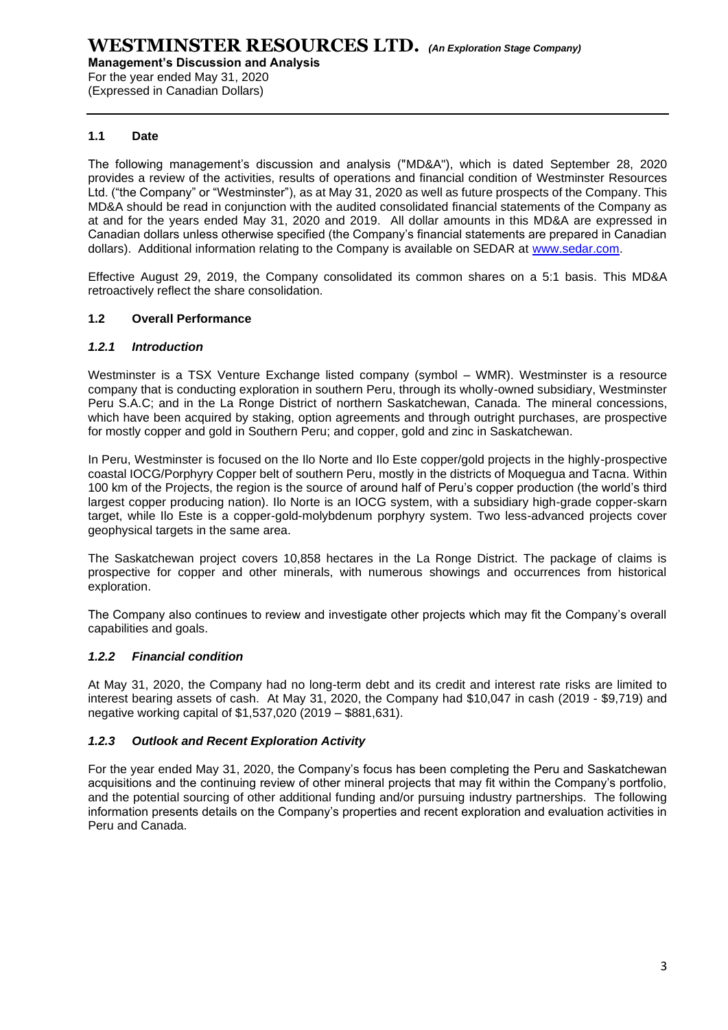## 1.1 Date

The following management's discussion and analysis ("MD&A"), which is dated September 28, 2020 provides a review of the activities, results of operations and financial condition of Westminster Resources Ltd. ("the Company" or "Westminster"), as at May 31, 2020 as well as future prospects of the Company. This MD&A should be read in conjunction with the audited consolidated financial statements of the Company as at and for the years ended May 31, 2020 and 2019. All dollar amounts in this MD&A are expressed in Canadian dollars unless otherwise specified (the Company's financial statements are prepared in Canadian dollars). Additional information relating to the Company is available on SEDAR at www.sedar.com.

Effective August 29, 2019, the Company consolidated its common shares on a 5:1 basis. This MD&A retroactively reflect the share consolidation.

## 1.2 Overall Performance

### *1.2.1 Introduction*

Westminster is a TSX Venture Exchange listed company (symbol – WMR). Westminster is a resource company that is conducting exploration in southern Peru, through its wholly-owned subsidiary, Westminster Peru S.A.C; and in the La Ronge District of northern Saskatchewan, Canada. The mineral concessions, which have been acquired by staking, option agreements and through outright purchases, are prospective for mostly copper and gold in Southern Peru; and copper, gold and zinc in Saskatchewan.

In Peru, Westminster is focused on the Ilo Norte and Ilo Este copper/gold projects in the highly-prospective coastal IOCG/Porphyry Copper belt of southern Peru, mostly in the districts of Moquegua and Tacna. Within 100 km of the Projects, the region is the source of around half of Peru's copper production (the world's third largest copper producing nation). Ilo Norte is an IOCG system, with a subsidiary high-grade copper-skarn target, while Ilo Este is a copper-gold-molybdenum porphyry system. Two less-advanced projects cover geophysical targets in the same area.

The Saskatchewan project covers 10,858 hectares in the La Ronge District. The package of claims is prospective for copper and other minerals, with numerous showings and occurrences from historical exploration.

The Company also continues to review and investigate other projects which may fit the Company's overall capabilities and goals.

### *1.2.2 Financial condition*

At May 31, 2020, the Company had no long-term debt and its credit and interest rate risks are limited to interest bearing assets of cash. At May 31, 2020, the Company had $10,047 in cash (2019 - $9,719) and negative working capital of $1,537,020 (2019 – $881,631).

### *1.2.3 Outlook and Recent Exploration Activity*

For the year ended May 31, 2020, the Company's focus has been completing the Peru and Saskatchewan acquisitions and the continuing review of other mineral projects that may fit within the Company's portfolio, and the potential sourcing of other additional funding and/or pursuing industry partnerships. The following information presents details on the Company's properties and recent exploration and evaluation activities in Peru and Canada.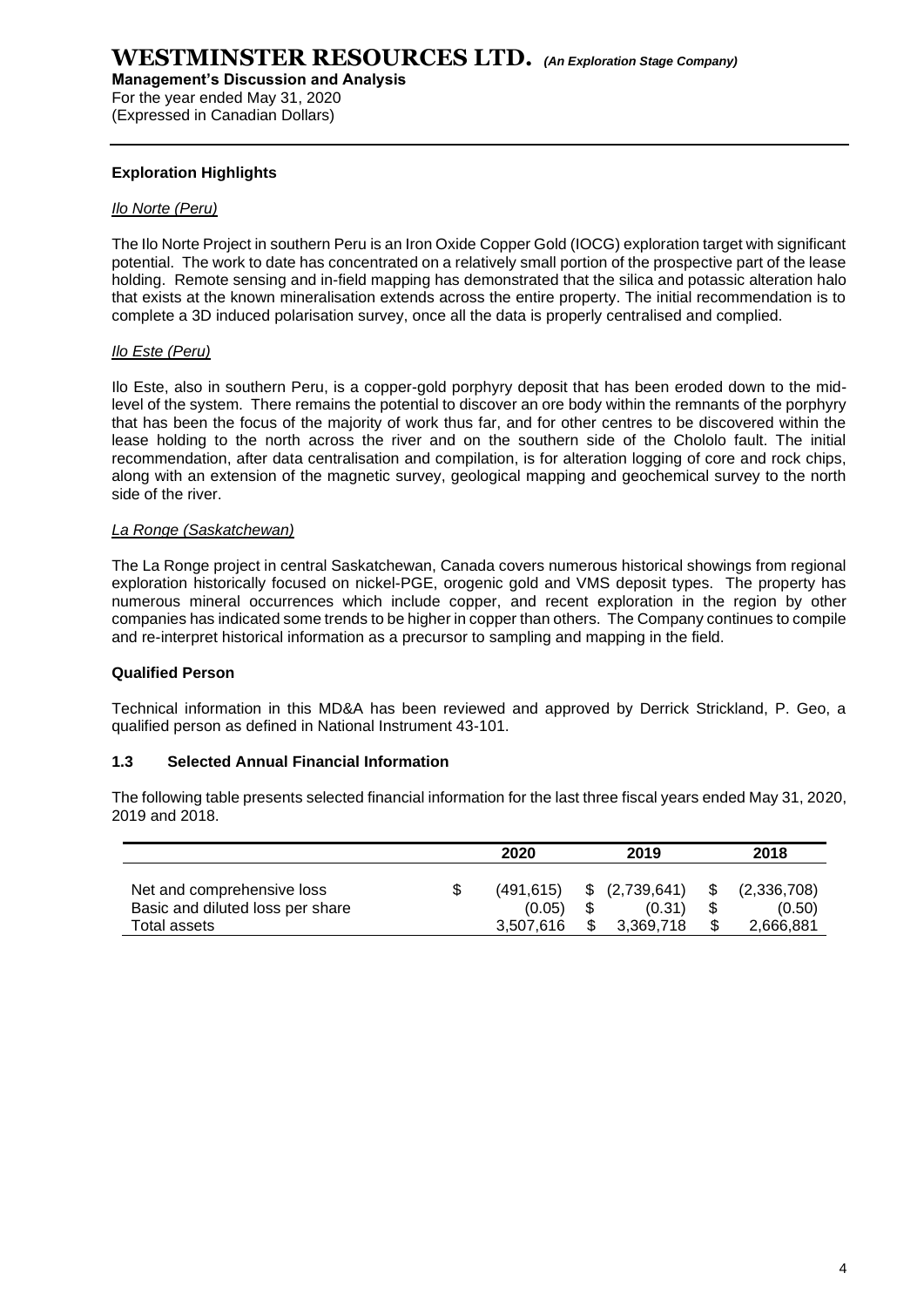**Exploration Highlights**

*Ilo Norte (Peru)*

The Ilo Norte Project in southern Peru is an Iron Oxide Copper Gold (IOCG) exploration target with significant potential. The work to date has concentrated on a relatively small portion of the prospective part of the lease holding. Remote sensing and in-field mapping has demonstrated that the silica and potassic alteration halo that exists at the known mineralisation extends across the entire property. The initial recommendation is to complete a 3D induced polarisation survey, once all the data is properly centralised and complied.

*Ilo Este (Peru)*

Ilo Este, also in southern Peru, is a copper-gold porphyry deposit that has been eroded down to the mid-level of the system. There remains the potential to discover an ore body within the remnants of the porphyry that has been the focus of the majority of work thus far, and for other centres to be discovered within the lease holding to the north across the river and on the southern side of the Chololo fault. The initial recommendation, after data centralisation and compilation, is for alteration logging of core and rock chips, along with an extension of the magnetic survey, geological mapping and geochemical survey to the north side of the river.

*La Ronge (Saskatchewan)*

The La Ronge project in central Saskatchewan, Canada covers numerous historical showings from regional exploration historically focused on nickel-PGE, orogenic gold and VMS deposit types. The property has numerous mineral occurrences which include copper, and recent exploration in the region by other companies has indicated some trends to be higher in copper than others. The Company continues to compile and re-interpret historical information as a precursor to sampling and mapping in the field.

**Qualified Person**

Technical information in this MD&A has been reviewed and approved by Derrick Strickland, P. Geo, a qualified person as defined in National Instrument 43-101.

## 1.3 Selected Annual Financial Information

The following table presents selected financial information for the last three fiscal years ended May 31, 2020, 2019 and 2018.

| | 2020 | 2019 | 2018 |
|---|---|---|---|
| Net and comprehensive loss | $ (491,615) | $ (2,739,641) | $ (2,336,708) |
| Basic and diluted loss per share | (0.05) | $ (0.31) | $ (0.50) |
| Total assets | 3,507,616 | $ 3,369,718 | $ 2,666,881 |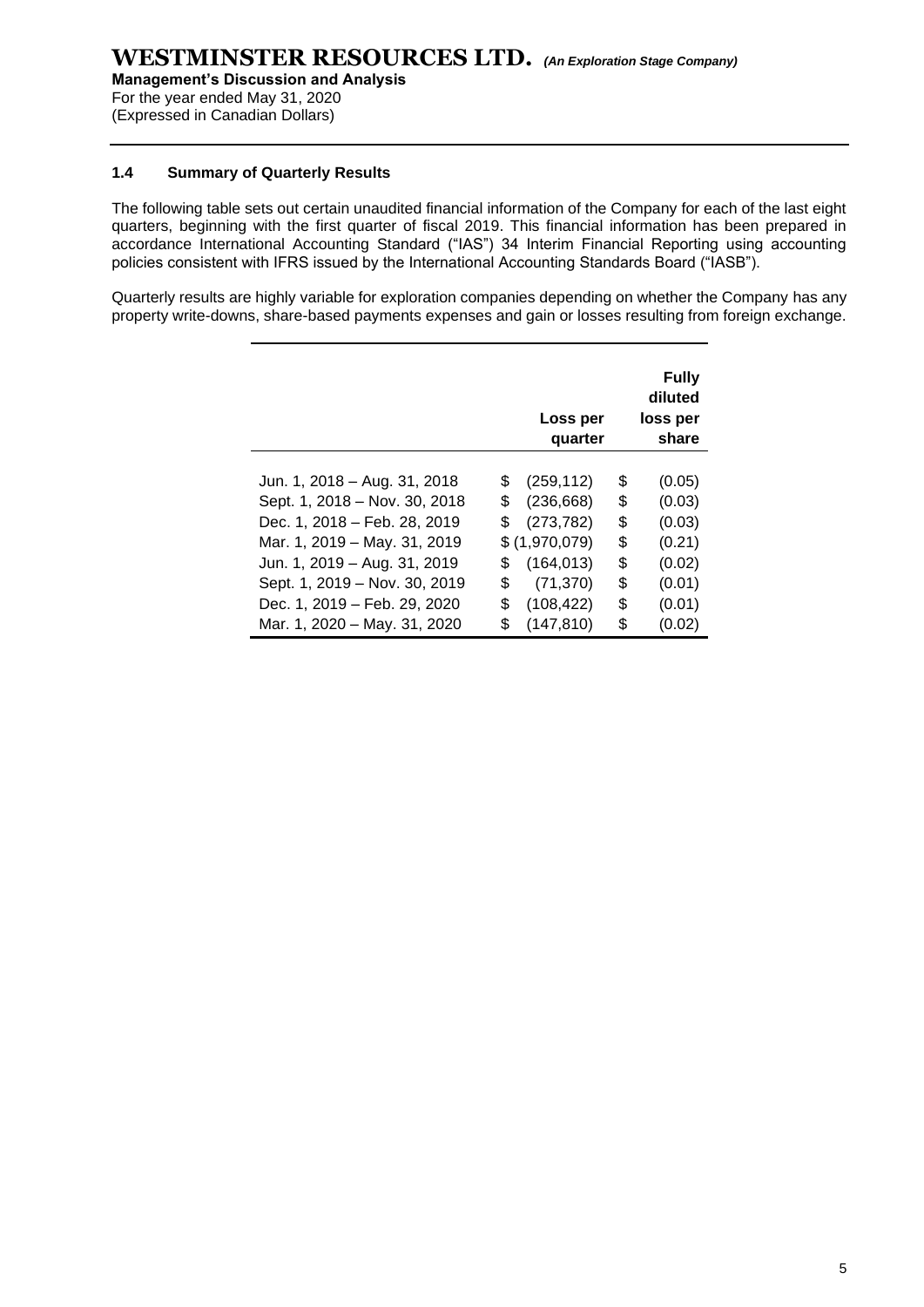### 1.4 Summary of Quarterly Results

The following table sets out certain unaudited financial information of the Company for each of the last eight quarters, beginning with the first quarter of fiscal 2019. This financial information has been prepared in accordance International Accounting Standard ("IAS") 34 Interim Financial Reporting using accounting policies consistent with IFRS issued by the International Accounting Standards Board ("IASB").

Quarterly results are highly variable for exploration companies depending on whether the Company has any property write-downs, share-based payments expenses and gain or losses resulting from foreign exchange.

| | Loss per quarter | Fully diluted loss per share |
|---|---|---|
| Jun. 1, 2018 – Aug. 31, 2018 | $ (259,112) | $ (0.05) |
| Sept. 1, 2018 – Nov. 30, 2018 | $ (236,668) | $ (0.03) |
| Dec. 1, 2018 – Feb. 28, 2019 | $ (273,782) | $ (0.03) |
| Mar. 1, 2019 – May. 31, 2019 | $ (1,970,079) | $ (0.21) |
| Jun. 1, 2019 – Aug. 31, 2019 | $ (164,013) | $ (0.02) |
| Sept. 1, 2019 – Nov. 30, 2019 | $ (71,370) | $ (0.01) |
| Dec. 1, 2019 – Feb. 29, 2020 | $ (108,422) | $ (0.01) |
| Mar. 1, 2020 – May. 31, 2020 | $ (147,810) | $ (0.02) |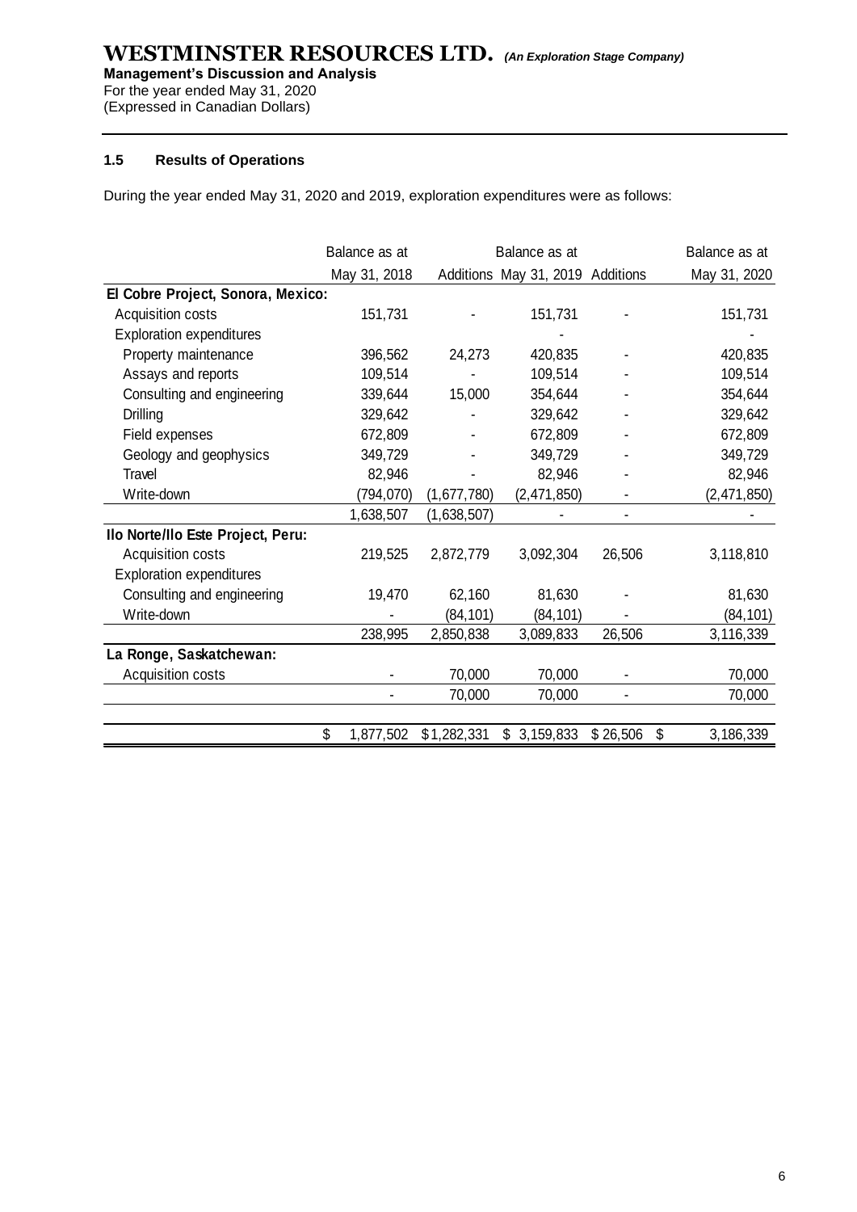### 1.5 Results of Operations

During the year ended May 31, 2020 and 2019, exploration expenditures were as follows:

| | Balance as at May 31, 2018 | Additions | Balance as at May 31, 2019 | Additions | Balance as at May 31, 2020 |
|---|---|---|---|---|---|
| **El Cobre Project, Sonora, Mexico:** | | | | | |
| Acquisition costs | 151,731 | - | 151,731 | - | 151,731 |
| Exploration expenditures | | | - | | - |
| Property maintenance | 396,562 | 24,273 | 420,835 | - | 420,835 |
| Assays and reports | 109,514 | - | 109,514 | - | 109,514 |
| Consulting and engineering | 339,644 | 15,000 | 354,644 | - | 354,644 |
| Drilling | 329,642 | - | 329,642 | - | 329,642 |
| Field expenses | 672,809 | - | 672,809 | - | 672,809 |
| Geology and geophysics | 349,729 | - | 349,729 | - | 349,729 |
| Travel | 82,946 | - | 82,946 | - | 82,946 |
| Write-down | (794,070) | (1,677,780) | (2,471,850) | - | (2,471,850) |
| | 1,638,507 | (1,638,507) | - | - | - |
| **Ilo Norte/Ilo Este Project, Peru:** | | | | | |
| Acquisition costs | 219,525 | 2,872,779 | 3,092,304 | 26,506 | 3,118,810 |
| Exploration expenditures | | | | | |
| Consulting and engineering | 19,470 | 62,160 | 81,630 | - | 81,630 |
| Write-down | - | (84,101) | (84,101) | - | (84,101) |
| | 238,995 | 2,850,838 | 3,089,833 | 26,506 | 3,116,339 |
| **La Ronge, Saskatchewan:** | | | | | |
| Acquisition costs | - | 70,000 | 70,000 | - | 70,000 |
| | - | 70,000 | 70,000 | - | 70,000 |
| | $ 1,877,502 | $1,282,331 | $ 3,159,833 | $ 26,506 | $ 3,186,339 |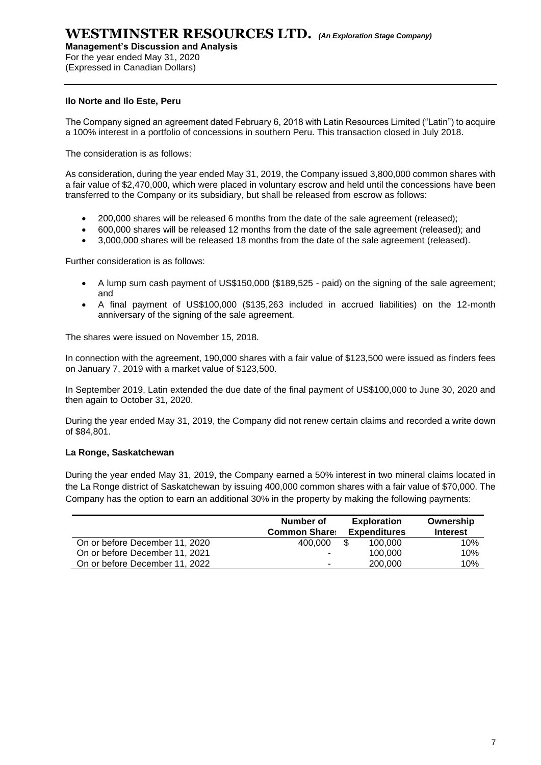### Ilo Norte and Ilo Este, Peru

The Company signed an agreement dated February 6, 2018 with Latin Resources Limited ("Latin") to acquire a 100% interest in a portfolio of concessions in southern Peru. This transaction closed in July 2018.

The consideration is as follows:

As consideration, during the year ended May 31, 2019, the Company issued 3,800,000 common shares with a fair value of $2,470,000, which were placed in voluntary escrow and held until the concessions have been transferred to the Company or its subsidiary, but shall be released from escrow as follows:

- 200,000 shares will be released 6 months from the date of the sale agreement (released);
- 600,000 shares will be released 12 months from the date of the sale agreement (released); and
- 3,000,000 shares will be released 18 months from the date of the sale agreement (released).

Further consideration is as follows:

- A lump sum cash payment of US$150,000 ($189,525 - paid) on the signing of the sale agreement; and
- A final payment of US$100,000 ($135,263 included in accrued liabilities) on the 12-month anniversary of the signing of the sale agreement.

The shares were issued on November 15, 2018.

In connection with the agreement, 190,000 shares with a fair value of $123,500 were issued as finders fees on January 7, 2019 with a market value of $123,500.

In September 2019, Latin extended the due date of the final payment of US$100,000 to June 30, 2020 and then again to October 31, 2020.

During the year ended May 31, 2019, the Company did not renew certain claims and recorded a write down of $84,801.

### La Ronge, Saskatchewan

During the year ended May 31, 2019, the Company earned a 50% interest in two mineral claims located in the La Ronge district of Saskatchewan by issuing 400,000 common shares with a fair value of $70,000. The Company has the option to earn an additional 30% in the property by making the following payments:

| | Number of Common Shares | Exploration Expenditures | Ownership Interest |
|---|---|---|---|
| On or before December 11, 2020 | 400,000 | $ 100,000 | 10% |
| On or before December 11, 2021 | - | 100,000 | 10% |
| On or before December 11, 2022 | - | 200,000 | 10% |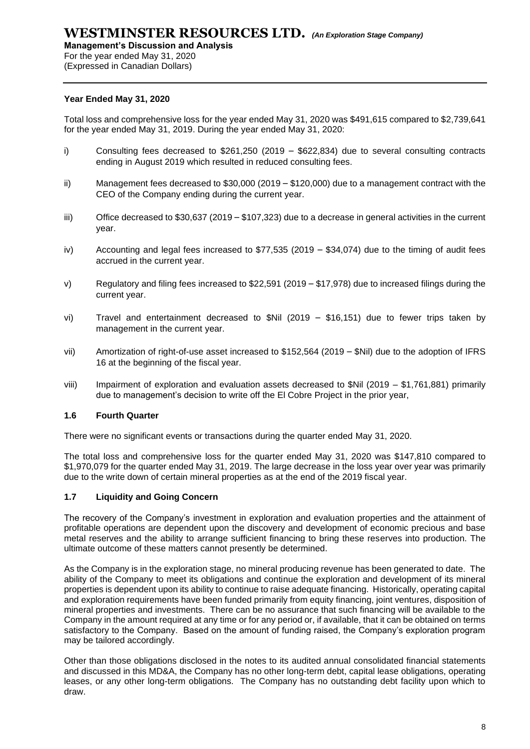### Year Ended May 31, 2020

Total loss and comprehensive loss for the year ended May 31, 2020 was $491,615 compared to $2,739,641 for the year ended May 31, 2019. During the year ended May 31, 2020:

i) Consulting fees decreased to $261,250 (2019 – $622,834) due to several consulting contracts ending in August 2019 which resulted in reduced consulting fees.

ii) Management fees decreased to $30,000 (2019 – $120,000) due to a management contract with the CEO of the Company ending during the current year.

iii) Office decreased to $30,637 (2019 – $107,323) due to a decrease in general activities in the current year.

iv) Accounting and legal fees increased to $77,535 (2019 – $34,074) due to the timing of audit fees accrued in the current year.

v) Regulatory and filing fees increased to $22,591 (2019 – $17,978) due to increased filings during the current year.

vi) Travel and entertainment decreased to $Nil (2019 – $16,151) due to fewer trips taken by management in the current year.

vii) Amortization of right-of-use asset increased to $152,564 (2019 – $Nil) due to the adoption of IFRS 16 at the beginning of the fiscal year.

viii) Impairment of exploration and evaluation assets decreased to $Nil (2019 – $1,761,881) primarily due to management's decision to write off the El Cobre Project in the prior year,

## 1.6 Fourth Quarter

There were no significant events or transactions during the quarter ended May 31, 2020.

The total loss and comprehensive loss for the quarter ended May 31, 2020 was $147,810 compared to $1,970,079 for the quarter ended May 31, 2019. The large decrease in the loss year over year was primarily due to the write down of certain mineral properties as at the end of the 2019 fiscal year.

## 1.7 Liquidity and Going Concern

The recovery of the Company's investment in exploration and evaluation properties and the attainment of profitable operations are dependent upon the discovery and development of economic precious and base metal reserves and the ability to arrange sufficient financing to bring these reserves into production. The ultimate outcome of these matters cannot presently be determined.

As the Company is in the exploration stage, no mineral producing revenue has been generated to date. The ability of the Company to meet its obligations and continue the exploration and development of its mineral properties is dependent upon its ability to continue to raise adequate financing. Historically, operating capital and exploration requirements have been funded primarily from equity financing, joint ventures, disposition of mineral properties and investments. There can be no assurance that such financing will be available to the Company in the amount required at any time or for any period or, if available, that it can be obtained on terms satisfactory to the Company. Based on the amount of funding raised, the Company's exploration program may be tailored accordingly.

Other than those obligations disclosed in the notes to its audited annual consolidated financial statements and discussed in this MD&A, the Company has no other long-term debt, capital lease obligations, operating leases, or any other long-term obligations. The Company has no outstanding debt facility upon which to draw.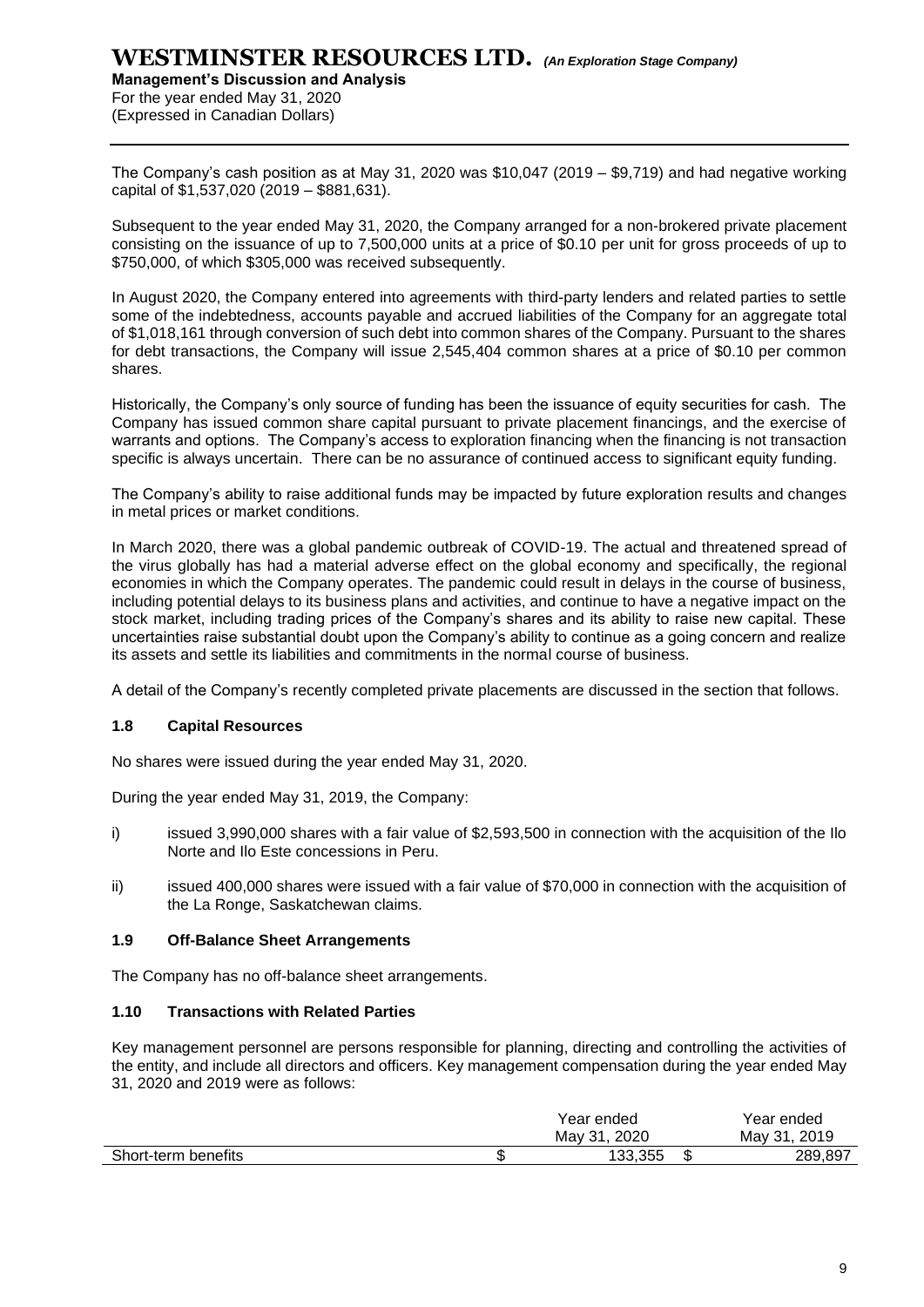The Company's cash position as at May 31, 2020 was $10,047 (2019 – $9,719) and had negative working capital of $1,537,020 (2019 – $881,631).

Subsequent to the year ended May 31, 2020, the Company arranged for a non-brokered private placement consisting on the issuance of up to 7,500,000 units at a price of $0.10 per unit for gross proceeds of up to $750,000, of which $305,000 was received subsequently.

In August 2020, the Company entered into agreements with third-party lenders and related parties to settle some of the indebtedness, accounts payable and accrued liabilities of the Company for an aggregate total of $1,018,161 through conversion of such debt into common shares of the Company. Pursuant to the shares for debt transactions, the Company will issue 2,545,404 common shares at a price of $0.10 per common shares.

Historically, the Company's only source of funding has been the issuance of equity securities for cash. The Company has issued common share capital pursuant to private placement financings, and the exercise of warrants and options. The Company's access to exploration financing when the financing is not transaction specific is always uncertain. There can be no assurance of continued access to significant equity funding.

The Company's ability to raise additional funds may be impacted by future exploration results and changes in metal prices or market conditions.

In March 2020, there was a global pandemic outbreak of COVID-19. The actual and threatened spread of the virus globally has had a material adverse effect on the global economy and specifically, the regional economies in which the Company operates. The pandemic could result in delays in the course of business, including potential delays to its business plans and activities, and continue to have a negative impact on the stock market, including trading prices of the Company's shares and its ability to raise new capital. These uncertainties raise substantial doubt upon the Company's ability to continue as a going concern and realize its assets and settle its liabilities and commitments in the normal course of business.

A detail of the Company's recently completed private placements are discussed in the section that follows.

### 1.8 Capital Resources

No shares were issued during the year ended May 31, 2020.

During the year ended May 31, 2019, the Company:

i) issued 3,990,000 shares with a fair value of $2,593,500 in connection with the acquisition of the Ilo Norte and Ilo Este concessions in Peru.

ii) issued 400,000 shares were issued with a fair value of $70,000 in connection with the acquisition of the La Ronge, Saskatchewan claims.

### 1.9 Off-Balance Sheet Arrangements

The Company has no off-balance sheet arrangements.

### 1.10 Transactions with Related Parties

Key management personnel are persons responsible for planning, directing and controlling the activities of the entity, and include all directors and officers. Key management compensation during the year ended May 31, 2020 and 2019 were as follows:

| | Year ended May 31, 2020 | Year ended May 31, 2019 |
|---|---|---|
| Short-term benefits | $ 133,355 | $ 289,897 |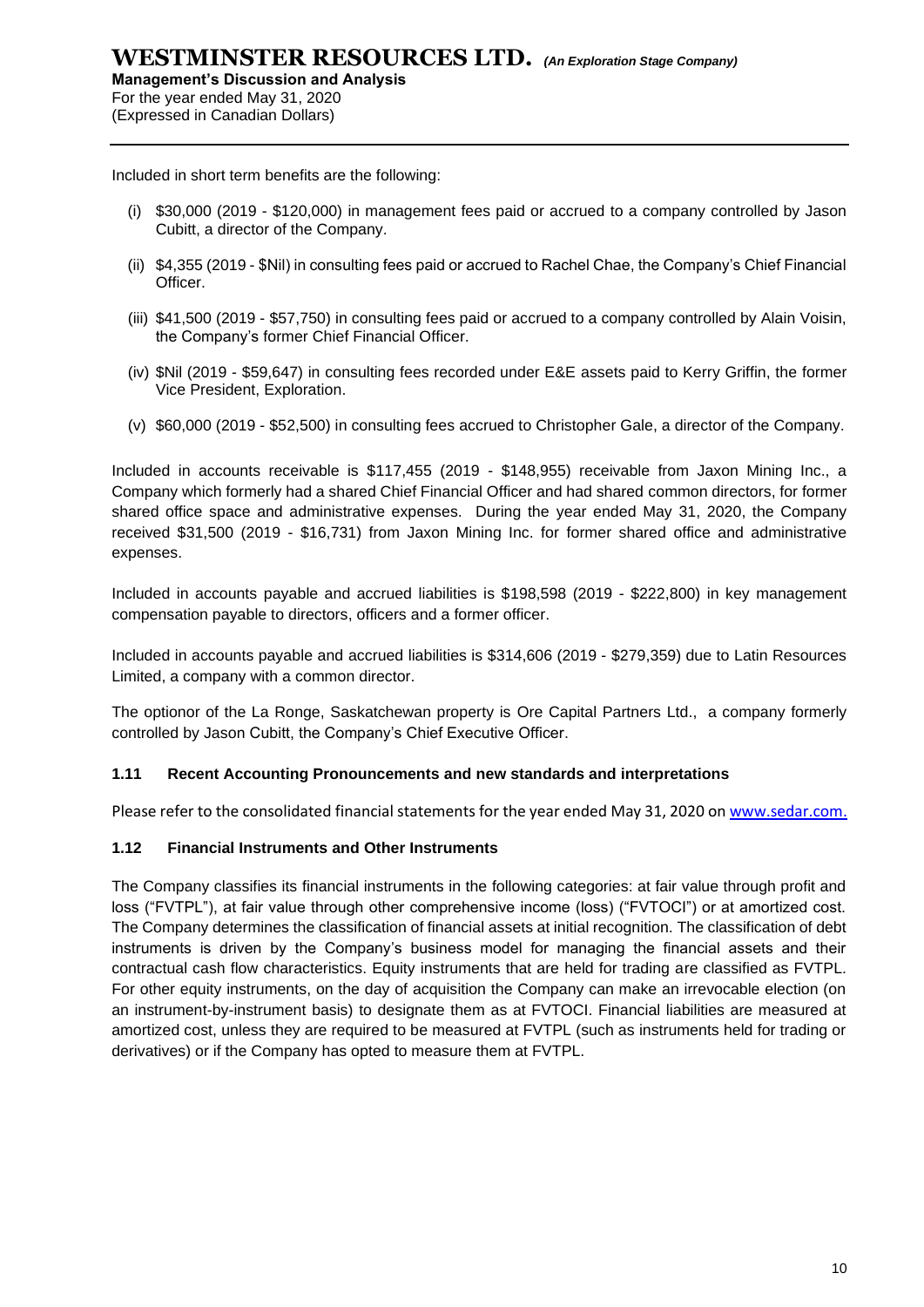Included in short term benefits are the following:

(i) $30,000 (2019 - $120,000) in management fees paid or accrued to a company controlled by Jason Cubitt, a director of the Company.

(ii) $4,355 (2019 - $Nil) in consulting fees paid or accrued to Rachel Chae, the Company's Chief Financial Officer.

(iii) $41,500 (2019 - $57,750) in consulting fees paid or accrued to a company controlled by Alain Voisin, the Company's former Chief Financial Officer.

(iv) $Nil (2019 - $59,647) in consulting fees recorded under E&E assets paid to Kerry Griffin, the former Vice President, Exploration.

(v) $60,000 (2019 - $52,500) in consulting fees accrued to Christopher Gale, a director of the Company.

Included in accounts receivable is $117,455 (2019 - $148,955) receivable from Jaxon Mining Inc., a Company which formerly had a shared Chief Financial Officer and had shared common directors, for former shared office space and administrative expenses. During the year ended May 31, 2020, the Company received $31,500 (2019 - $16,731) from Jaxon Mining Inc. for former shared office and administrative expenses.

Included in accounts payable and accrued liabilities is $198,598 (2019 - $222,800) in key management compensation payable to directors, officers and a former officer.

Included in accounts payable and accrued liabilities is $314,606 (2019 - $279,359) due to Latin Resources Limited, a company with a common director.

The optionor of the La Ronge, Saskatchewan property is Ore Capital Partners Ltd., a company formerly controlled by Jason Cubitt, the Company's Chief Executive Officer.

### 1.11 Recent Accounting Pronouncements and new standards and interpretations

Please refer to the consolidated financial statements for the year ended May 31, 2020 on www.sedar.com.

### 1.12 Financial Instruments and Other Instruments

The Company classifies its financial instruments in the following categories: at fair value through profit and loss ("FVTPL"), at fair value through other comprehensive income (loss) ("FVTOCI") or at amortized cost. The Company determines the classification of financial assets at initial recognition. The classification of debt instruments is driven by the Company's business model for managing the financial assets and their contractual cash flow characteristics. Equity instruments that are held for trading are classified as FVTPL. For other equity instruments, on the day of acquisition the Company can make an irrevocable election (on an instrument-by-instrument basis) to designate them as at FVTOCI. Financial liabilities are measured at amortized cost, unless they are required to be measured at FVTPL (such as instruments held for trading or derivatives) or if the Company has opted to measure them at FVTPL.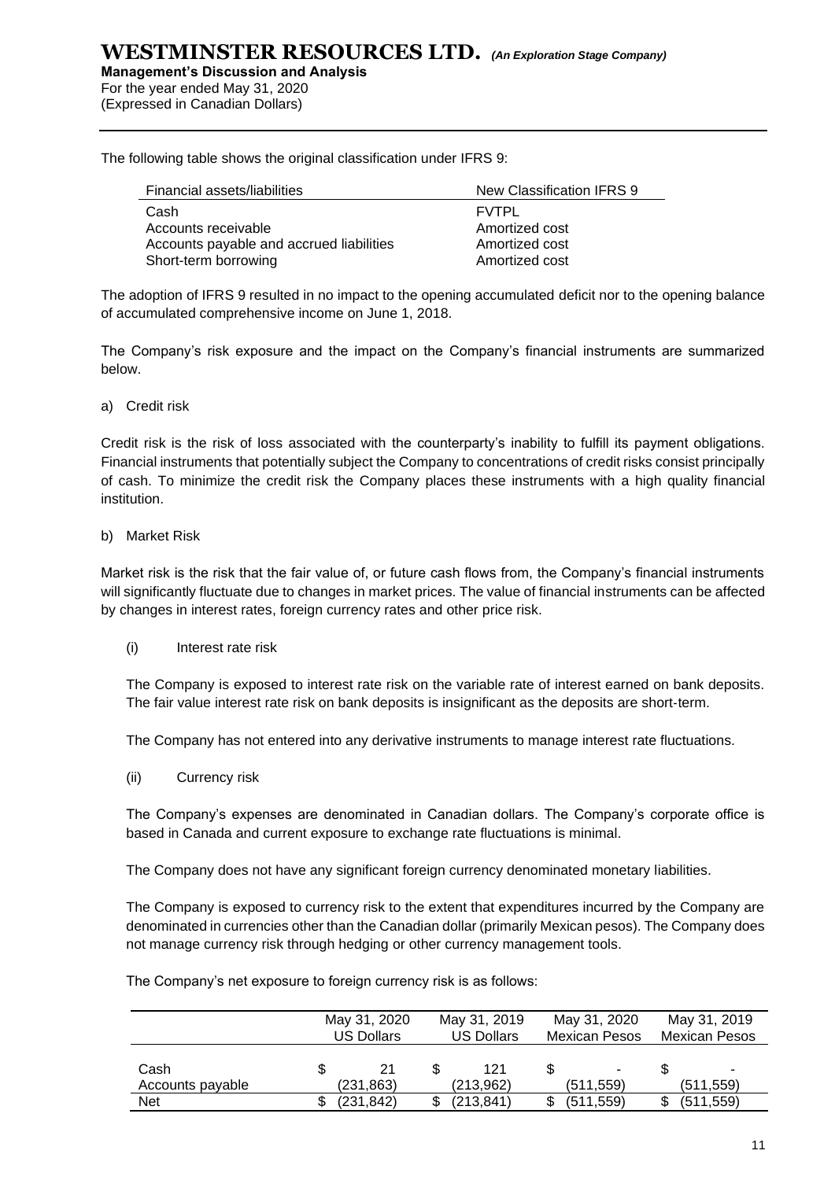The following table shows the original classification under IFRS 9:

| Financial assets/liabilities | New Classification IFRS 9 |
|---|---|
| Cash | FVTPL |
| Accounts receivable | Amortized cost |
| Accounts payable and accrued liabilities | Amortized cost |
| Short-term borrowing | Amortized cost |

The adoption of IFRS 9 resulted in no impact to the opening accumulated deficit nor to the opening balance of accumulated comprehensive income on June 1, 2018.

The Company's risk exposure and the impact on the Company's financial instruments are summarized below.

a) Credit risk

Credit risk is the risk of loss associated with the counterparty's inability to fulfill its payment obligations. Financial instruments that potentially subject the Company to concentrations of credit risks consist principally of cash. To minimize the credit risk the Company places these instruments with a high quality financial institution.

b) Market Risk

Market risk is the risk that the fair value of, or future cash flows from, the Company's financial instruments will significantly fluctuate due to changes in market prices. The value of financial instruments can be affected by changes in interest rates, foreign currency rates and other price risk.

(i) Interest rate risk

The Company is exposed to interest rate risk on the variable rate of interest earned on bank deposits. The fair value interest rate risk on bank deposits is insignificant as the deposits are short-term.

The Company has not entered into any derivative instruments to manage interest rate fluctuations.

(ii) Currency risk

The Company's expenses are denominated in Canadian dollars. The Company's corporate office is based in Canada and current exposure to exchange rate fluctuations is minimal.

The Company does not have any significant foreign currency denominated monetary liabilities.

The Company is exposed to currency risk to the extent that expenditures incurred by the Company are denominated in currencies other than the Canadian dollar (primarily Mexican pesos). The Company does not manage currency risk through hedging or other currency management tools.

The Company's net exposure to foreign currency risk is as follows:

| | May 31, 2020 US Dollars | May 31, 2019 US Dollars | May 31, 2020 Mexican Pesos | May 31, 2019 Mexican Pesos |
|---|---|---|---|---|
| Cash | $ 21 | $ 121 | $ - | $ - |
| Accounts payable | (231,863) | (213,962) | (511,559) | (511,559) |
| Net | $ (231,842) | $ (213,841) | $ (511,559) | $ (511,559) |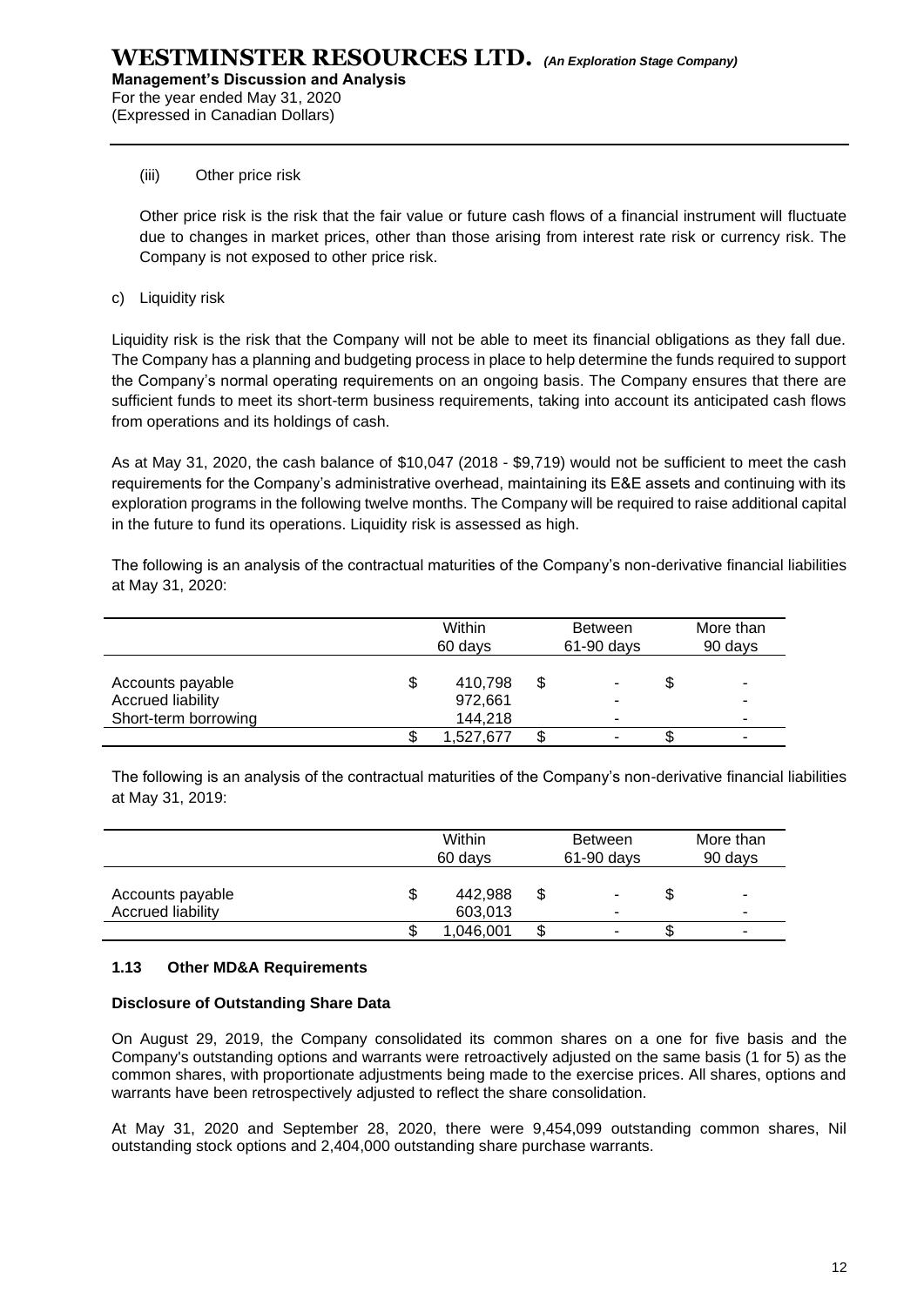(iii) Other price risk

Other price risk is the risk that the fair value or future cash flows of a financial instrument will fluctuate due to changes in market prices, other than those arising from interest rate risk or currency risk. The Company is not exposed to other price risk.

c) Liquidity risk

Liquidity risk is the risk that the Company will not be able to meet its financial obligations as they fall due. The Company has a planning and budgeting process in place to help determine the funds required to support the Company's normal operating requirements on an ongoing basis. The Company ensures that there are sufficient funds to meet its short-term business requirements, taking into account its anticipated cash flows from operations and its holdings of cash.

As at May 31, 2020, the cash balance of $10,047 (2018 - $9,719) would not be sufficient to meet the cash requirements for the Company's administrative overhead, maintaining its E&E assets and continuing with its exploration programs in the following twelve months. The Company will be required to raise additional capital in the future to fund its operations. Liquidity risk is assessed as high.

The following is an analysis of the contractual maturities of the Company's non-derivative financial liabilities at May 31, 2020:

| | Within 60 days | Between 61-90 days | More than 90 days |
|---|---|---|---|
| Accounts payable | $ 410,798 | $ - | $ - |
| Accrued liability | 972,661 | - | - |
| Short-term borrowing | 144,218 | - | - |
| | $ 1,527,677 | $ - | $ - |

The following is an analysis of the contractual maturities of the Company's non-derivative financial liabilities at May 31, 2019:

| | Within 60 days | Between 61-90 days | More than 90 days |
|---|---|---|---|
| Accounts payable | $ 442,988 | $ - | $ - |
| Accrued liability | 603,013 | - | - |
| | $ 1,046,001 | $ - | $ - |

### 1.13 Other MD&A Requirements

**Disclosure of Outstanding Share Data**

On August 29, 2019, the Company consolidated its common shares on a one for five basis and the Company's outstanding options and warrants were retroactively adjusted on the same basis (1 for 5) as the common shares, with proportionate adjustments being made to the exercise prices. All shares, options and warrants have been retrospectively adjusted to reflect the share consolidation.

At May 31, 2020 and September 28, 2020, there were 9,454,099 outstanding common shares, Nil outstanding stock options and 2,404,000 outstanding share purchase warrants.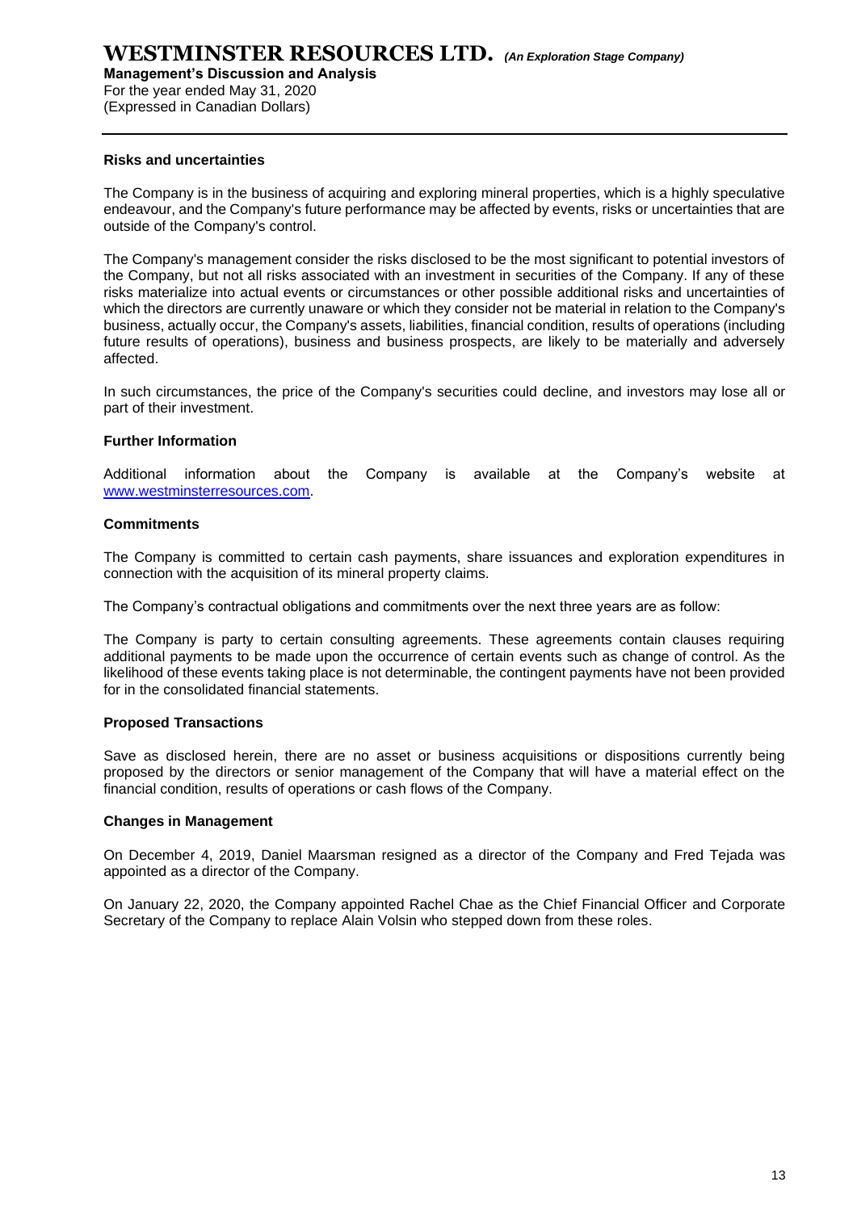### Risks and uncertainties

The Company is in the business of acquiring and exploring mineral properties, which is a highly speculative endeavour, and the Company's future performance may be affected by events, risks or uncertainties that are outside of the Company's control.

The Company's management consider the risks disclosed to be the most significant to potential investors of the Company, but not all risks associated with an investment in securities of the Company. If any of these risks materialize into actual events or circumstances or other possible additional risks and uncertainties of which the directors are currently unaware or which they consider not be material in relation to the Company's business, actually occur, the Company's assets, liabilities, financial condition, results of operations (including future results of operations), business and business prospects, are likely to be materially and adversely affected.

In such circumstances, the price of the Company's securities could decline, and investors may lose all or part of their investment.

### Further Information

Additional information about the Company is available at the Company's website at www.westminsterresources.com.

### Commitments

The Company is committed to certain cash payments, share issuances and exploration expenditures in connection with the acquisition of its mineral property claims.

The Company's contractual obligations and commitments over the next three years are as follow:

The Company is party to certain consulting agreements. These agreements contain clauses requiring additional payments to be made upon the occurrence of certain events such as change of control. As the likelihood of these events taking place is not determinable, the contingent payments have not been provided for in the consolidated financial statements.

### Proposed Transactions

Save as disclosed herein, there are no asset or business acquisitions or dispositions currently being proposed by the directors or senior management of the Company that will have a material effect on the financial condition, results of operations or cash flows of the Company.

### Changes in Management

On December 4, 2019, Daniel Maarsman resigned as a director of the Company and Fred Tejada was appointed as a director of the Company.

On January 22, 2020, the Company appointed Rachel Chae as the Chief Financial Officer and Corporate Secretary of the Company to replace Alain Volsin who stepped down from these roles.